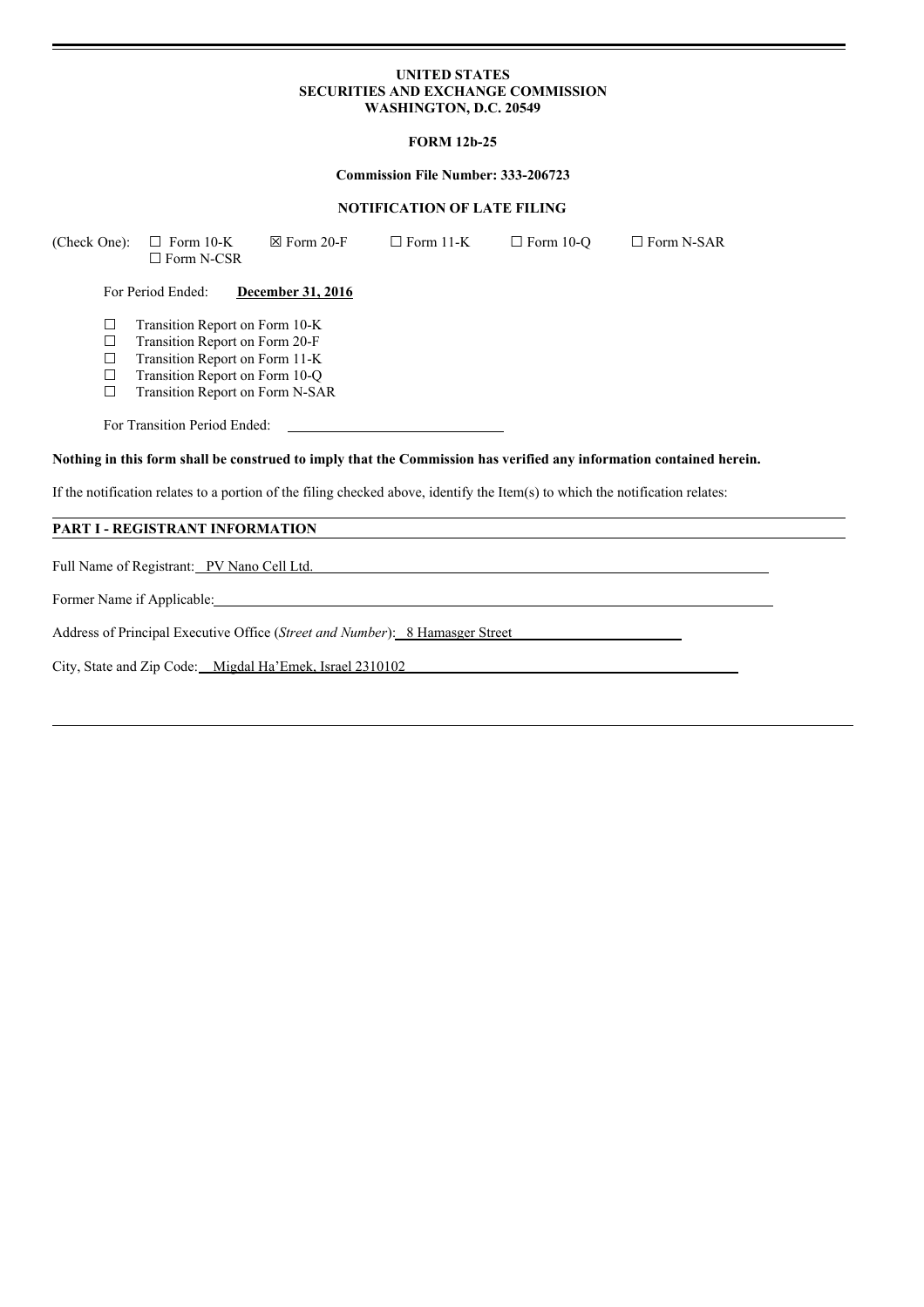**UNITED STATES**
**SECURITIES AND EXCHANGE COMMISSION**
**WASHINGTON, D.C. 20549**

**FORM 12b-25**

**Commission File Number: 333-206723**

**NOTIFICATION OF LATE FILING**

(Check One): ☐ Form 10-K ☒ Form 20-F ☐ Form 11-K ☐ Form 10-Q ☐ Form N-SAR ☐ Form N-CSR

For Period Ended: **December 31, 2016**

☐ Transition Report on Form 10-K
☐ Transition Report on Form 20-F
☐ Transition Report on Form 11-K
☐ Transition Report on Form 10-Q
☐ Transition Report on Form N-SAR

For Transition Period Ended:

**Nothing in this form shall be construed to imply that the Commission has verified any information contained herein.**

If the notification relates to a portion of the filing checked above, identify the Item(s) to which the notification relates:

## PART I - REGISTRANT INFORMATION

Full Name of Registrant: PV Nano Cell Ltd.

Former Name if Applicable:

Address of Principal Executive Office (*Street and Number*): 8 Hamasger Street

City, State and Zip Code: Migdal Ha'Emek, Israel 2310102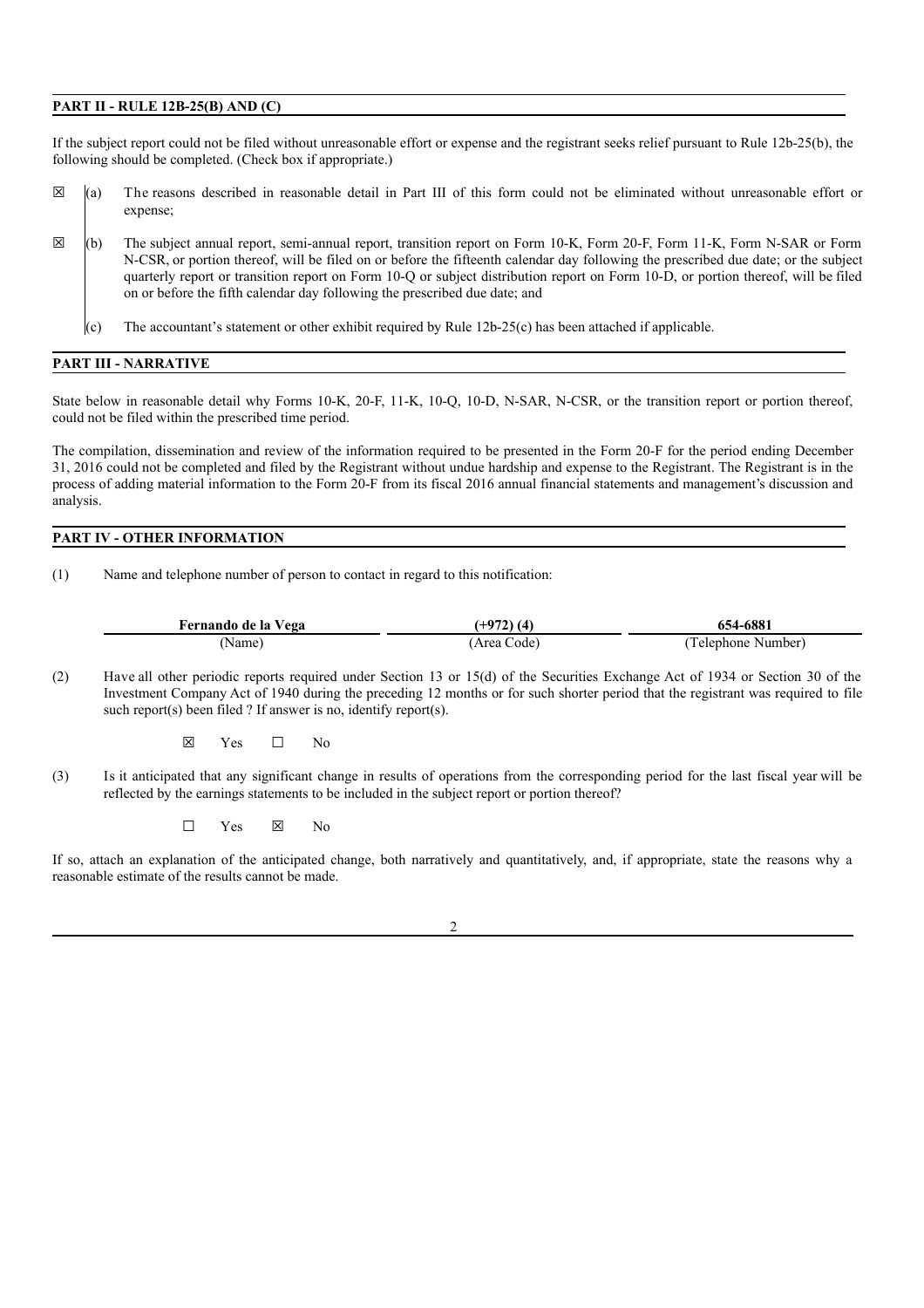## PART II - RULE 12B-25(B) AND (C)

If the subject report could not be filed without unreasonable effort or expense and the registrant seeks relief pursuant to Rule 12b-25(b), the following should be completed. (Check box if appropriate.)

☒ (a) The reasons described in reasonable detail in Part III of this form could not be eliminated without unreasonable effort or expense;

☒ (b) The subject annual report, semi-annual report, transition report on Form 10-K, Form 20-F, Form 11-K, Form N-SAR or Form N-CSR, or portion thereof, will be filed on or before the fifteenth calendar day following the prescribed due date; or the subject quarterly report or transition report on Form 10-Q or subject distribution report on Form 10-D, or portion thereof, will be filed on or before the fifth calendar day following the prescribed due date; and

(c) The accountant's statement or other exhibit required by Rule 12b-25(c) has been attached if applicable.

## PART III - NARRATIVE

State below in reasonable detail why Forms 10-K, 20-F, 11-K, 10-Q, 10-D, N-SAR, N-CSR, or the transition report or portion thereof, could not be filed within the prescribed time period.

The compilation, dissemination and review of the information required to be presented in the Form 20-F for the period ending December 31, 2016 could not be completed and filed by the Registrant without undue hardship and expense to the Registrant. The Registrant is in the process of adding material information to the Form 20-F from its fiscal 2016 annual financial statements and management's discussion and analysis.

## PART IV - OTHER INFORMATION

(1) Name and telephone number of person to contact in regard to this notification:

| **Fernando de la Vega** | **(+972) (4)** | **654-6881** |
|---|---|---|
| (Name) | (Area Code) | (Telephone Number) |

(2) Have all other periodic reports required under Section 13 or 15(d) of the Securities Exchange Act of 1934 or Section 30 of the Investment Company Act of 1940 during the preceding 12 months or for such shorter period that the registrant was required to file such report(s) been filed ? If answer is no, identify report(s).

☒ Yes ☐ No

(3) Is it anticipated that any significant change in results of operations from the corresponding period for the last fiscal year will be reflected by the earnings statements to be included in the subject report or portion thereof?

☐ Yes ☒ No

If so, attach an explanation of the anticipated change, both narratively and quantitatively, and, if appropriate, state the reasons why a reasonable estimate of the results cannot be made.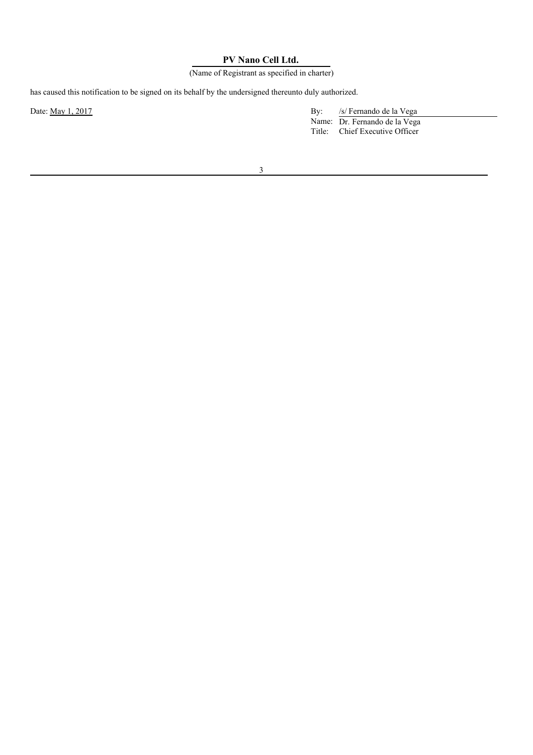**PV Nano Cell Ltd.**

(Name of Registrant as specified in charter)

has caused this notification to be signed on its behalf by the undersigned thereunto duly authorized.

| | | |
|---|---|---|
| Date: May 1, 2017 | By: | /s/ Fernando de la Vega |
| | Name: | Dr. Fernando de la Vega |
| | Title: | Chief Executive Officer |